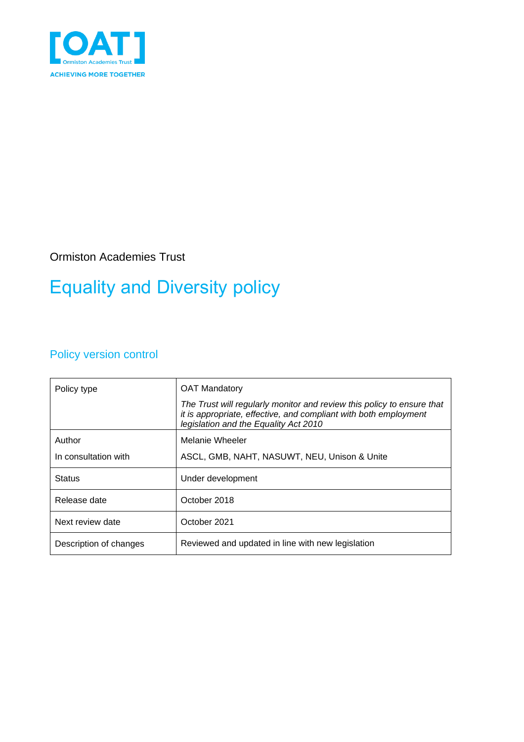[OAT]
Ormiston Academies Trust
ACHIEVING MORE TOGETHER

Ormiston Academies Trust

# Equality and Diversity policy

## Policy version control

| Policy type | OAT Mandatory<br>*The Trust will regularly monitor and review this policy to ensure that it is appropriate, effective, and compliant with both employment legislation and the Equality Act 2010* |
|---|---|
| Author<br>In consultation with | Melanie Wheeler<br>ASCL, GMB, NAHT, NASUWT, NEU, Unison & Unite |
| Status | Under development |
| Release date | October 2018 |
| Next review date | October 2021 |
| Description of changes | Reviewed and updated in line with new legislation |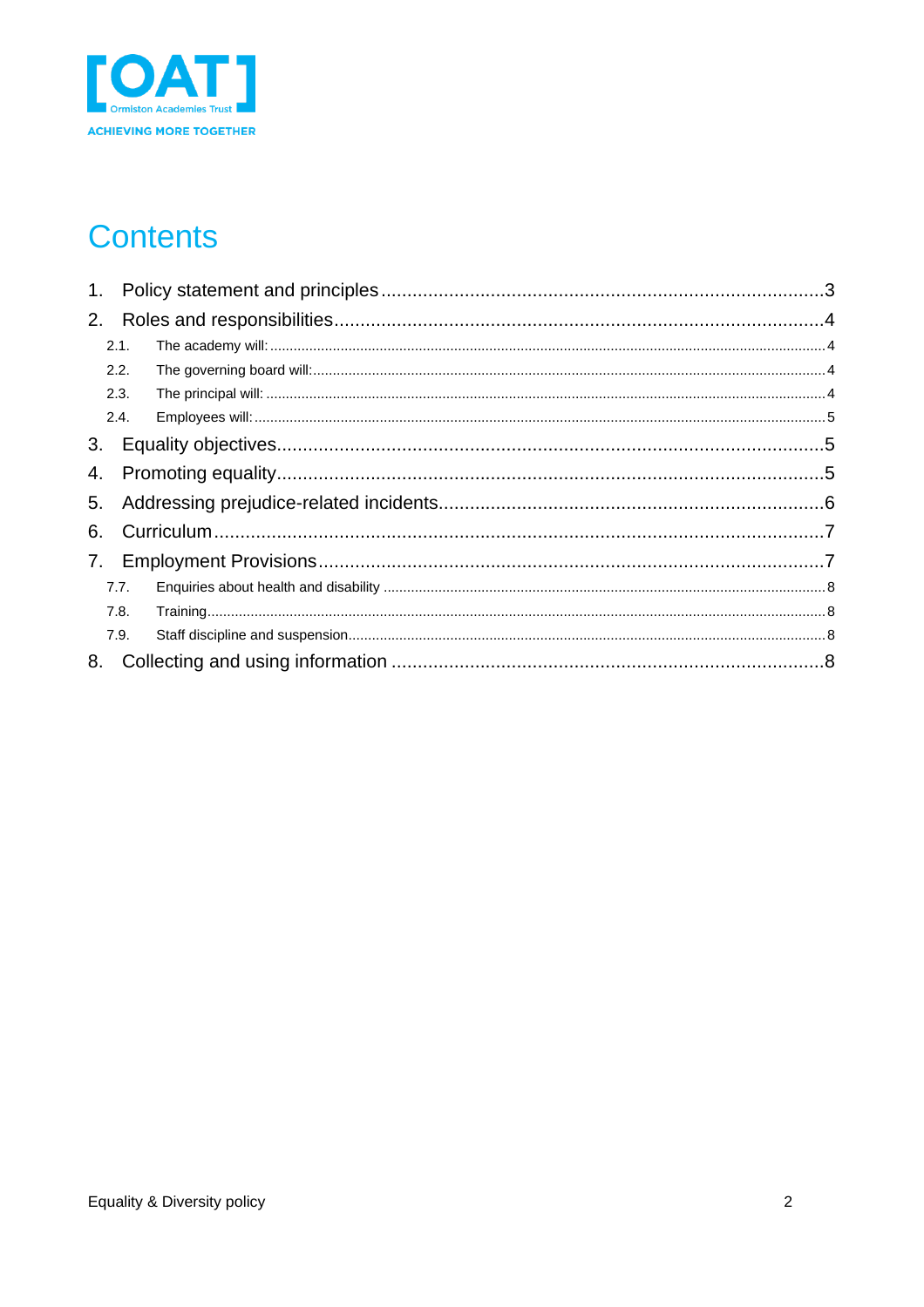# Contents

1. Policy statement and principles ....................................................................................3
2. Roles and responsibilities............................................................................................4
   - 2.1. The academy will: .....................................................................................................4
   - 2.2. The governing board will:..........................................................................................4
   - 2.3. The principal will: .....................................................................................................4
   - 2.4. Employees will:..........................................................................................................5
3. Equality objectives........................................................................................................5
4. Promoting equality........................................................................................................5
5. Addressing prejudice-related incidents..........................................................................6
6. Curriculum.....................................................................................................................7
7. Employment Provisions.................................................................................................7
   - 7.7. Enquiries about health and disability .......................................................................8
   - 7.8. Training.....................................................................................................................8
   - 7.9. Staff discipline and suspension................................................................................8
8. Collecting and using information ..................................................................................8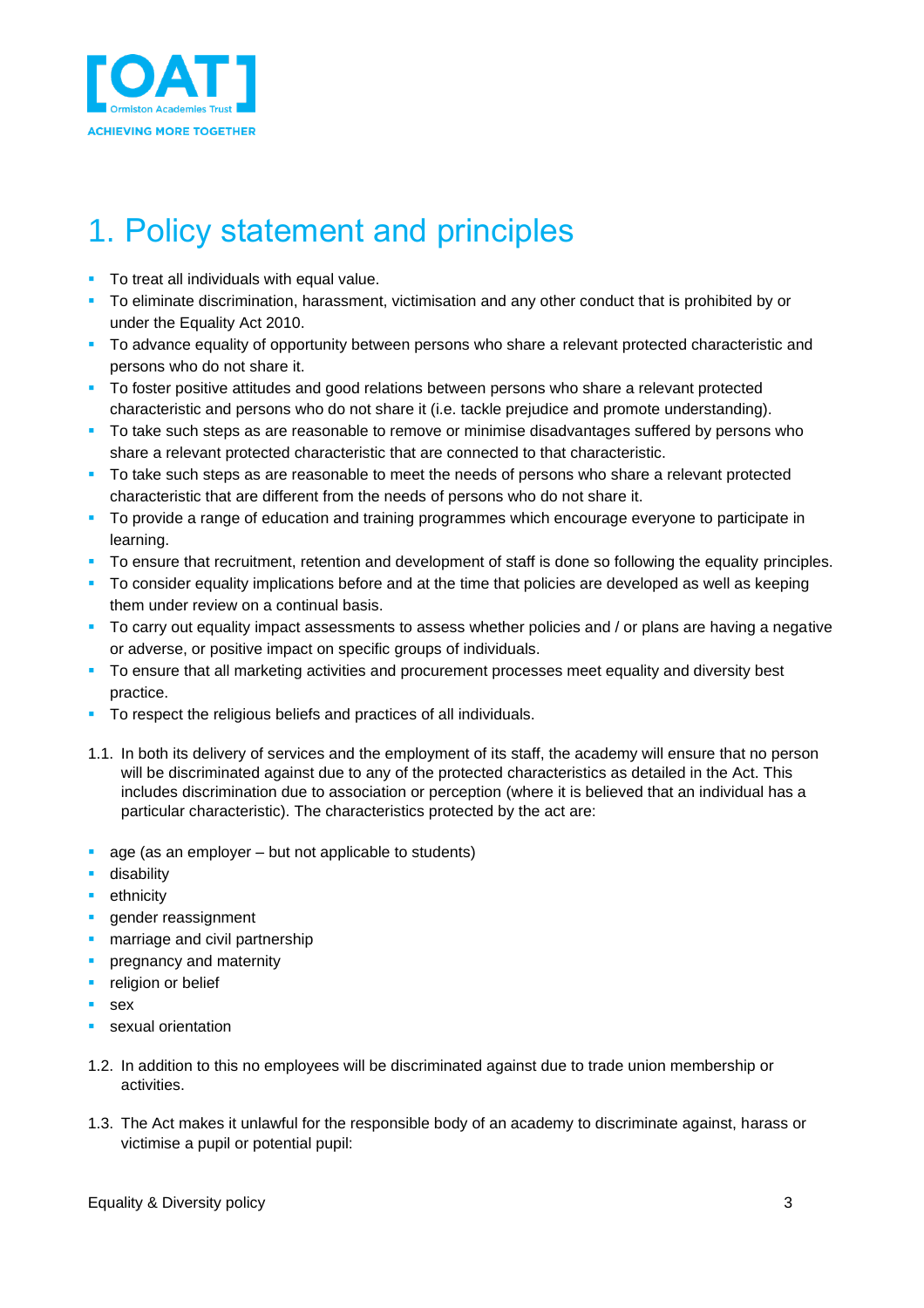# 1. Policy statement and principles

- To treat all individuals with equal value.
- To eliminate discrimination, harassment, victimisation and any other conduct that is prohibited by or under the Equality Act 2010.
- To advance equality of opportunity between persons who share a relevant protected characteristic and persons who do not share it.
- To foster positive attitudes and good relations between persons who share a relevant protected characteristic and persons who do not share it (i.e. tackle prejudice and promote understanding).
- To take such steps as are reasonable to remove or minimise disadvantages suffered by persons who share a relevant protected characteristic that are connected to that characteristic.
- To take such steps as are reasonable to meet the needs of persons who share a relevant protected characteristic that are different from the needs of persons who do not share it.
- To provide a range of education and training programmes which encourage everyone to participate in learning.
- To ensure that recruitment, retention and development of staff is done so following the equality principles.
- To consider equality implications before and at the time that policies are developed as well as keeping them under review on a continual basis.
- To carry out equality impact assessments to assess whether policies and / or plans are having a negative or adverse, or positive impact on specific groups of individuals.
- To ensure that all marketing activities and procurement processes meet equality and diversity best practice.
- To respect the religious beliefs and practices of all individuals.

1.1. In both its delivery of services and the employment of its staff, the academy will ensure that no person will be discriminated against due to any of the protected characteristics as detailed in the Act. This includes discrimination due to association or perception (where it is believed that an individual has a particular characteristic). The characteristics protected by the act are:

- age (as an employer – but not applicable to students)
- disability
- ethnicity
- gender reassignment
- marriage and civil partnership
- pregnancy and maternity
- religion or belief
- sex
- sexual orientation

1.2. In addition to this no employees will be discriminated against due to trade union membership or activities.

1.3. The Act makes it unlawful for the responsible body of an academy to discriminate against, harass or victimise a pupil or potential pupil: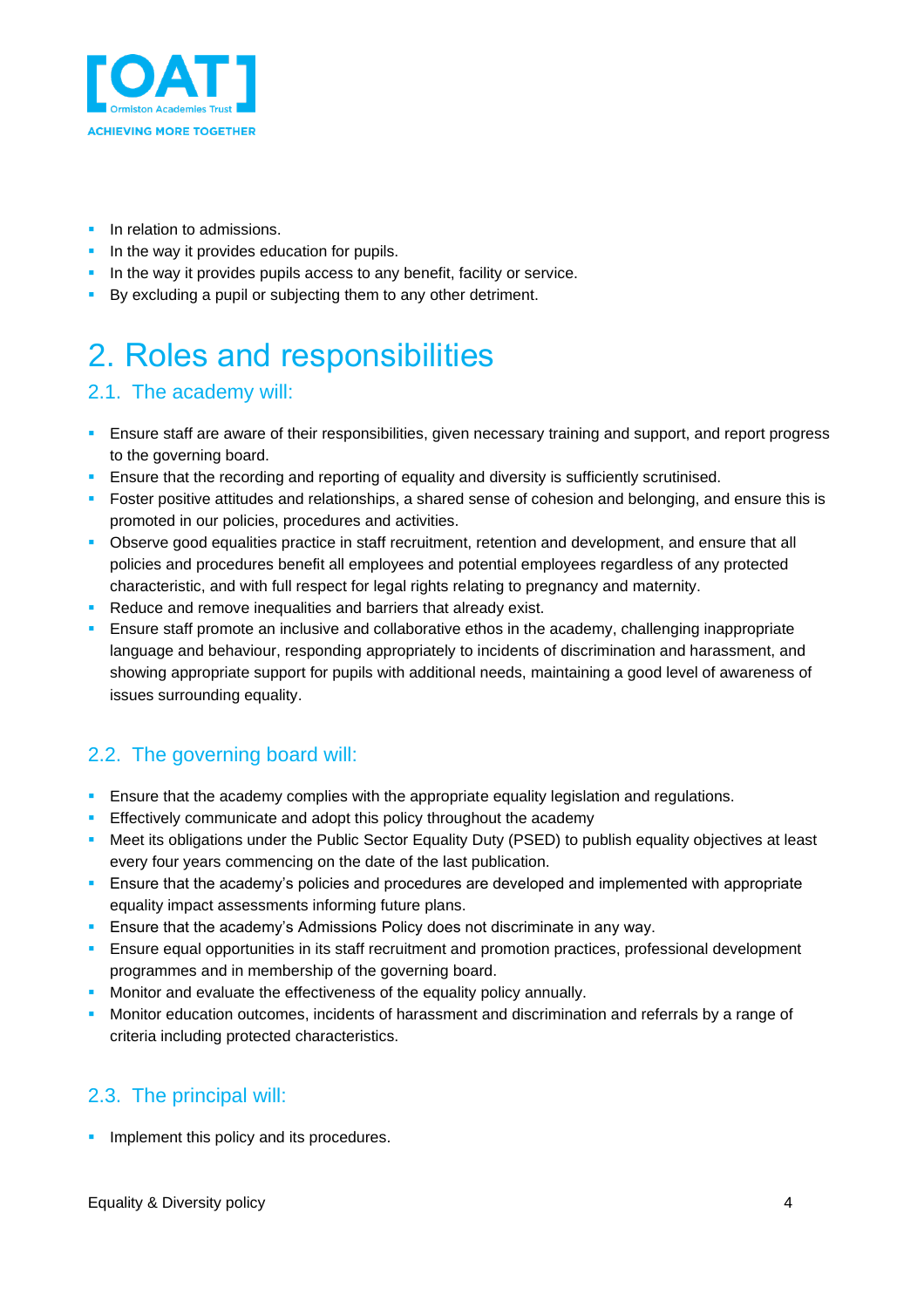- In relation to admissions.
- In the way it provides education for pupils.
- In the way it provides pupils access to any benefit, facility or service.
- By excluding a pupil or subjecting them to any other detriment.

# 2. Roles and responsibilities

## 2.1. The academy will:

- Ensure staff are aware of their responsibilities, given necessary training and support, and report progress to the governing board.
- Ensure that the recording and reporting of equality and diversity is sufficiently scrutinised.
- Foster positive attitudes and relationships, a shared sense of cohesion and belonging, and ensure this is promoted in our policies, procedures and activities.
- Observe good equalities practice in staff recruitment, retention and development, and ensure that all policies and procedures benefit all employees and potential employees regardless of any protected characteristic, and with full respect for legal rights relating to pregnancy and maternity.
- Reduce and remove inequalities and barriers that already exist.
- Ensure staff promote an inclusive and collaborative ethos in the academy, challenging inappropriate language and behaviour, responding appropriately to incidents of discrimination and harassment, and showing appropriate support for pupils with additional needs, maintaining a good level of awareness of issues surrounding equality.

## 2.2. The governing board will:

- Ensure that the academy complies with the appropriate equality legislation and regulations.
- Effectively communicate and adopt this policy throughout the academy
- Meet its obligations under the Public Sector Equality Duty (PSED) to publish equality objectives at least every four years commencing on the date of the last publication.
- Ensure that the academy's policies and procedures are developed and implemented with appropriate equality impact assessments informing future plans.
- Ensure that the academy's Admissions Policy does not discriminate in any way.
- Ensure equal opportunities in its staff recruitment and promotion practices, professional development programmes and in membership of the governing board.
- Monitor and evaluate the effectiveness of the equality policy annually.
- Monitor education outcomes, incidents of harassment and discrimination and referrals by a range of criteria including protected characteristics.

## 2.3. The principal will:

- Implement this policy and its procedures.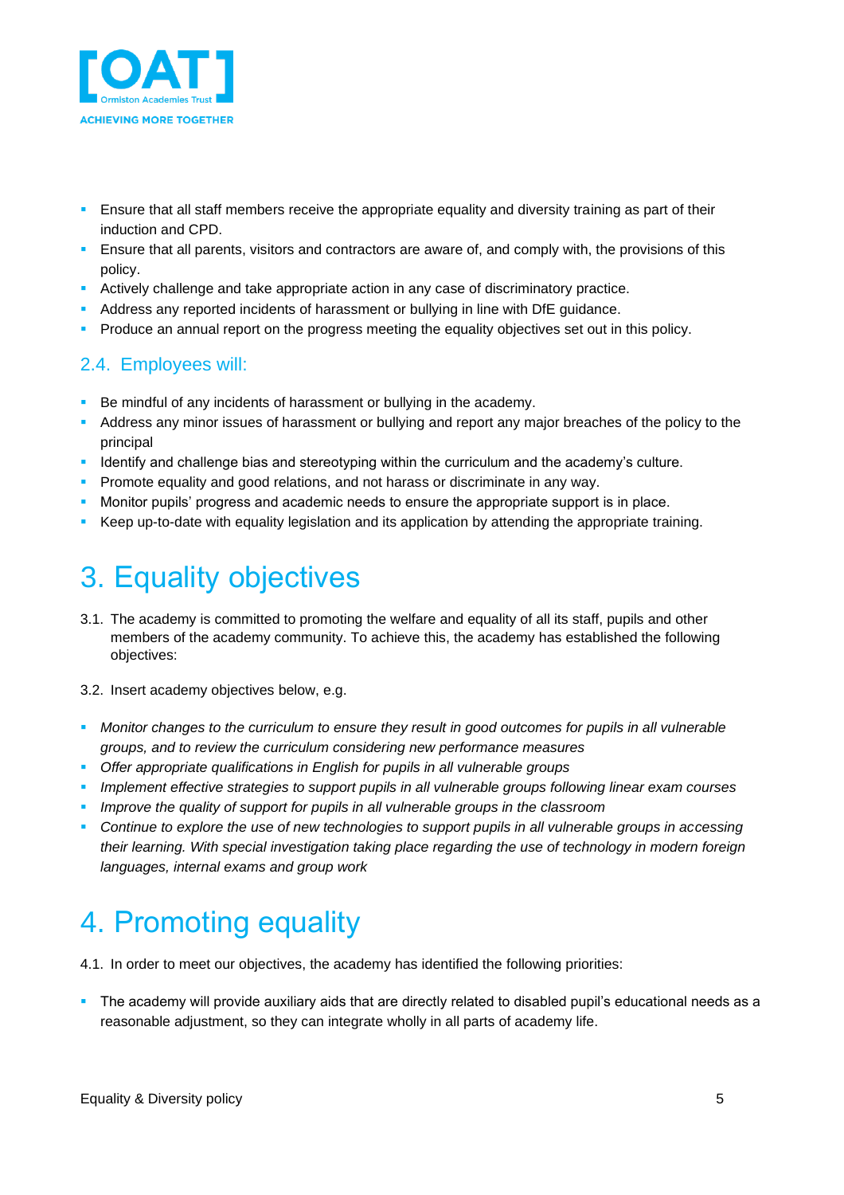- Ensure that all staff members receive the appropriate equality and diversity training as part of their induction and CPD.
- Ensure that all parents, visitors and contractors are aware of, and comply with, the provisions of this policy.
- Actively challenge and take appropriate action in any case of discriminatory practice.
- Address any reported incidents of harassment or bullying in line with DfE guidance.
- Produce an annual report on the progress meeting the equality objectives set out in this policy.

### 2.4. Employees will:

- Be mindful of any incidents of harassment or bullying in the academy.
- Address any minor issues of harassment or bullying and report any major breaches of the policy to the principal
- Identify and challenge bias and stereotyping within the curriculum and the academy's culture.
- Promote equality and good relations, and not harass or discriminate in any way.
- Monitor pupils' progress and academic needs to ensure the appropriate support is in place.
- Keep up-to-date with equality legislation and its application by attending the appropriate training.

# 3. Equality objectives

3.1. The academy is committed to promoting the welfare and equality of all its staff, pupils and other members of the academy community. To achieve this, the academy has established the following objectives:

3.2. Insert academy objectives below, e.g.

- *Monitor changes to the curriculum to ensure they result in good outcomes for pupils in all vulnerable groups, and to review the curriculum considering new performance measures*
- *Offer appropriate qualifications in English for pupils in all vulnerable groups*
- *Implement effective strategies to support pupils in all vulnerable groups following linear exam courses*
- *Improve the quality of support for pupils in all vulnerable groups in the classroom*
- *Continue to explore the use of new technologies to support pupils in all vulnerable groups in accessing their learning. With special investigation taking place regarding the use of technology in modern foreign languages, internal exams and group work*

# 4. Promoting equality

4.1. In order to meet our objectives, the academy has identified the following priorities:

- The academy will provide auxiliary aids that are directly related to disabled pupil's educational needs as a reasonable adjustment, so they can integrate wholly in all parts of academy life.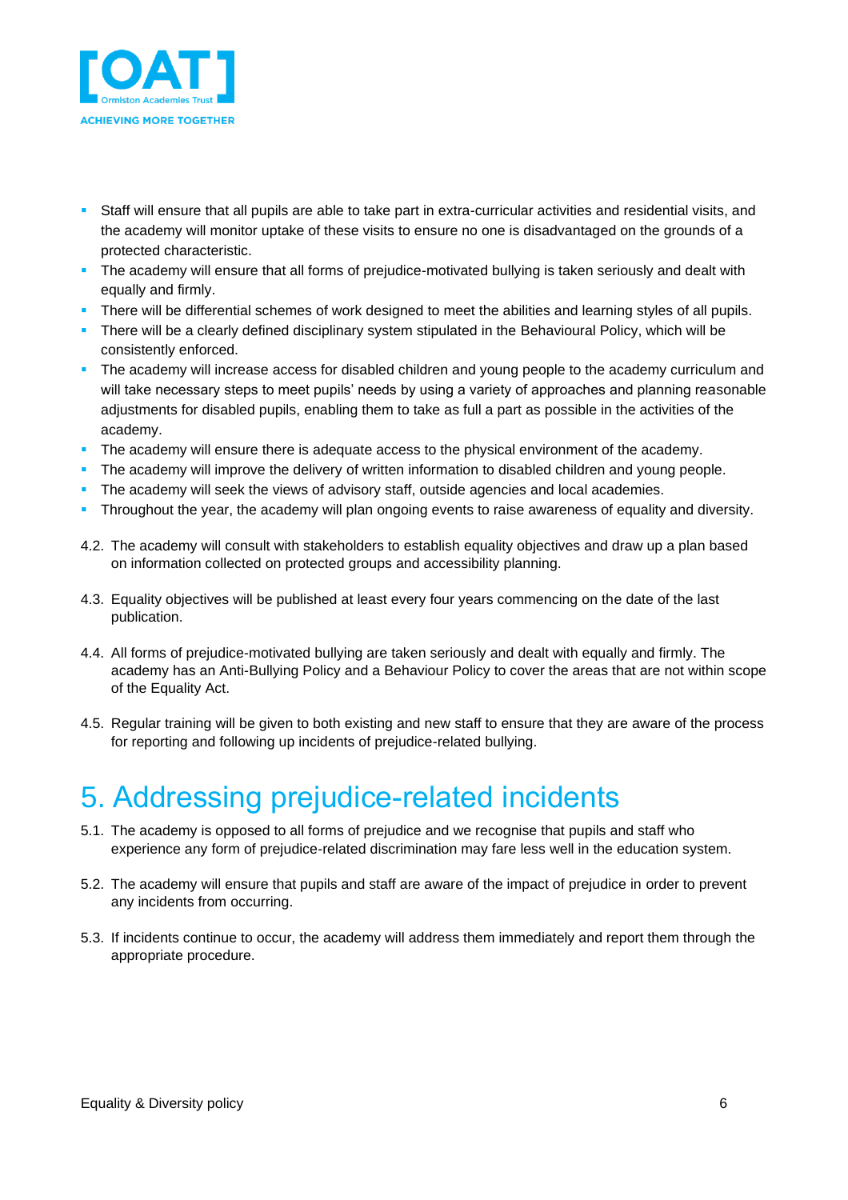- Staff will ensure that all pupils are able to take part in extra-curricular activities and residential visits, and the academy will monitor uptake of these visits to ensure no one is disadvantaged on the grounds of a protected characteristic.
- The academy will ensure that all forms of prejudice-motivated bullying is taken seriously and dealt with equally and firmly.
- There will be differential schemes of work designed to meet the abilities and learning styles of all pupils.
- There will be a clearly defined disciplinary system stipulated in the Behavioural Policy, which will be consistently enforced.
- The academy will increase access for disabled children and young people to the academy curriculum and will take necessary steps to meet pupils' needs by using a variety of approaches and planning reasonable adjustments for disabled pupils, enabling them to take as full a part as possible in the activities of the academy.
- The academy will ensure there is adequate access to the physical environment of the academy.
- The academy will improve the delivery of written information to disabled children and young people.
- The academy will seek the views of advisory staff, outside agencies and local academies.
- Throughout the year, the academy will plan ongoing events to raise awareness of equality and diversity.

4.2. The academy will consult with stakeholders to establish equality objectives and draw up a plan based on information collected on protected groups and accessibility planning.

4.3. Equality objectives will be published at least every four years commencing on the date of the last publication.

4.4. All forms of prejudice-motivated bullying are taken seriously and dealt with equally and firmly. The academy has an Anti-Bullying Policy and a Behaviour Policy to cover the areas that are not within scope of the Equality Act.

4.5. Regular training will be given to both existing and new staff to ensure that they are aware of the process for reporting and following up incidents of prejudice-related bullying.

# 5. Addressing prejudice-related incidents

5.1. The academy is opposed to all forms of prejudice and we recognise that pupils and staff who experience any form of prejudice-related discrimination may fare less well in the education system.

5.2. The academy will ensure that pupils and staff are aware of the impact of prejudice in order to prevent any incidents from occurring.

5.3. If incidents continue to occur, the academy will address them immediately and report them through the appropriate procedure.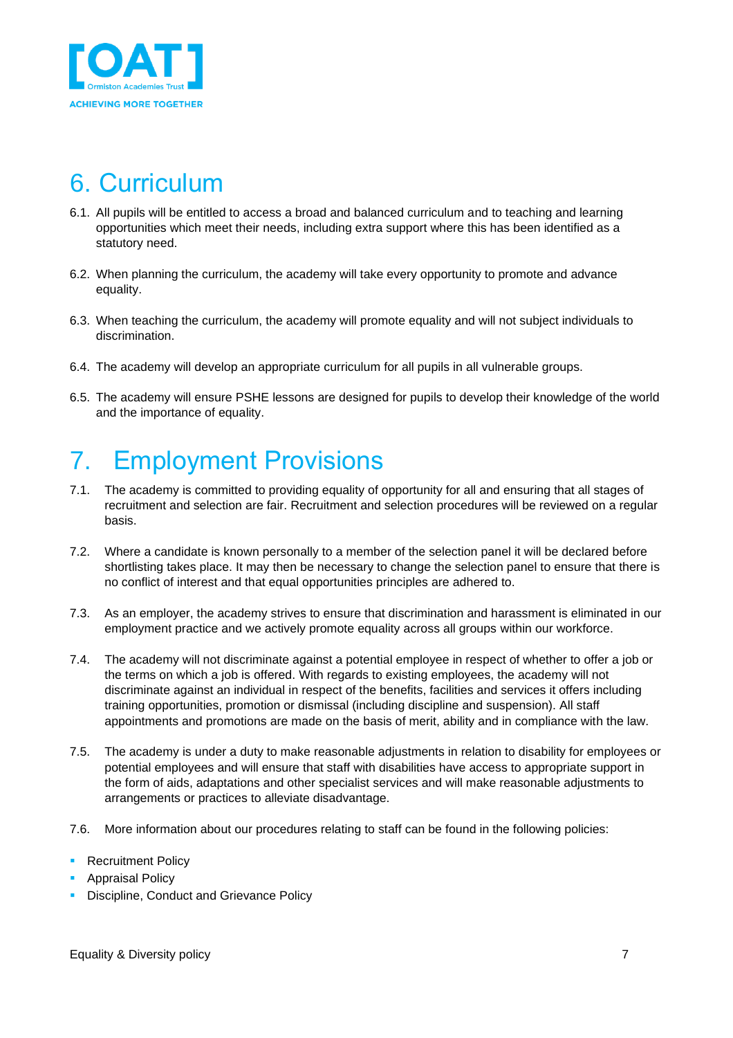# 6. Curriculum

6.1. All pupils will be entitled to access a broad and balanced curriculum and to teaching and learning opportunities which meet their needs, including extra support where this has been identified as a statutory need.

6.2. When planning the curriculum, the academy will take every opportunity to promote and advance equality.

6.3. When teaching the curriculum, the academy will promote equality and will not subject individuals to discrimination.

6.4. The academy will develop an appropriate curriculum for all pupils in all vulnerable groups.

6.5. The academy will ensure PSHE lessons are designed for pupils to develop their knowledge of the world and the importance of equality.

# 7. Employment Provisions

7.1. The academy is committed to providing equality of opportunity for all and ensuring that all stages of recruitment and selection are fair. Recruitment and selection procedures will be reviewed on a regular basis.

7.2. Where a candidate is known personally to a member of the selection panel it will be declared before shortlisting takes place. It may then be necessary to change the selection panel to ensure that there is no conflict of interest and that equal opportunities principles are adhered to.

7.3. As an employer, the academy strives to ensure that discrimination and harassment is eliminated in our employment practice and we actively promote equality across all groups within our workforce.

7.4. The academy will not discriminate against a potential employee in respect of whether to offer a job or the terms on which a job is offered. With regards to existing employees, the academy will not discriminate against an individual in respect of the benefits, facilities and services it offers including training opportunities, promotion or dismissal (including discipline and suspension). All staff appointments and promotions are made on the basis of merit, ability and in compliance with the law.

7.5. The academy is under a duty to make reasonable adjustments in relation to disability for employees or potential employees and will ensure that staff with disabilities have access to appropriate support in the form of aids, adaptations and other specialist services and will make reasonable adjustments to arrangements or practices to alleviate disadvantage.

7.6. More information about our procedures relating to staff can be found in the following policies:

- Recruitment Policy
- Appraisal Policy
- Discipline, Conduct and Grievance Policy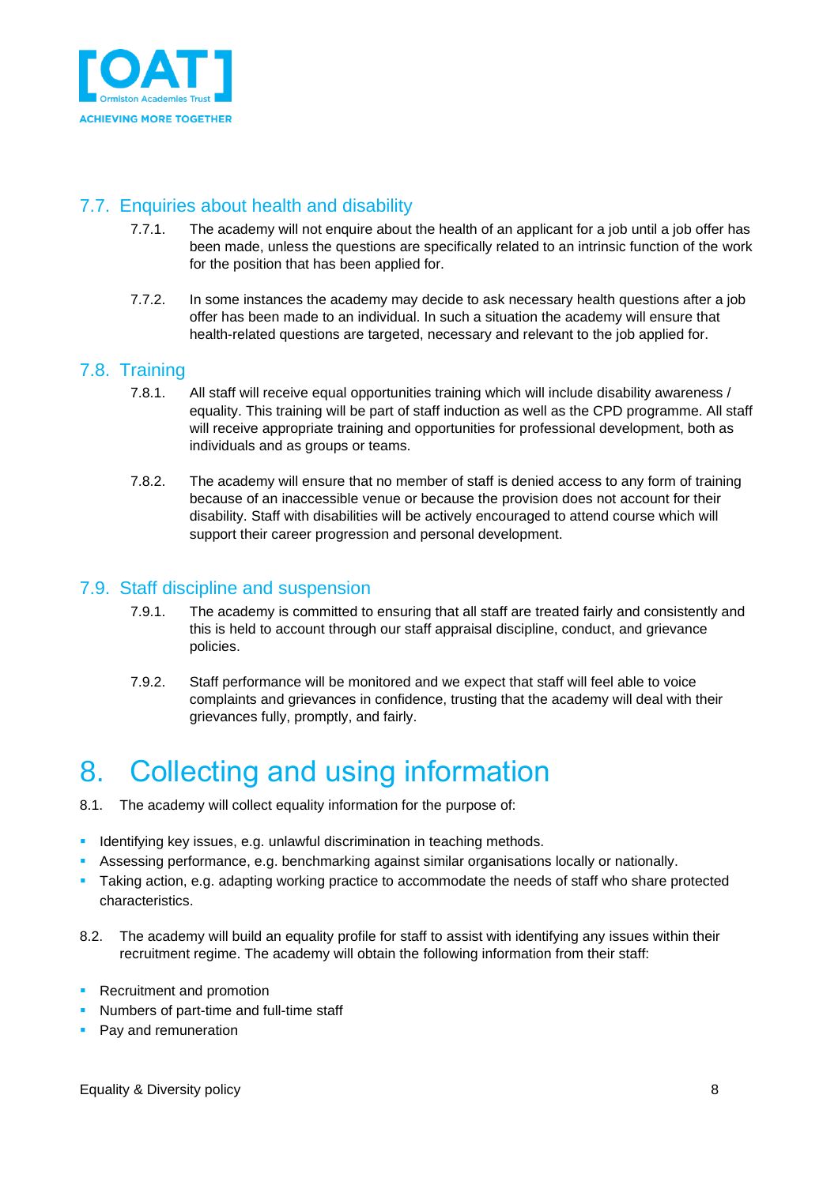## 7.7. Enquiries about health and disability

7.7.1. The academy will not enquire about the health of an applicant for a job until a job offer has been made, unless the questions are specifically related to an intrinsic function of the work for the position that has been applied for.

7.7.2. In some instances the academy may decide to ask necessary health questions after a job offer has been made to an individual. In such a situation the academy will ensure that health-related questions are targeted, necessary and relevant to the job applied for.

## 7.8. Training

7.8.1. All staff will receive equal opportunities training which will include disability awareness / equality. This training will be part of staff induction as well as the CPD programme. All staff will receive appropriate training and opportunities for professional development, both as individuals and as groups or teams.

7.8.2. The academy will ensure that no member of staff is denied access to any form of training because of an inaccessible venue or because the provision does not account for their disability. Staff with disabilities will be actively encouraged to attend course which will support their career progression and personal development.

## 7.9. Staff discipline and suspension

7.9.1. The academy is committed to ensuring that all staff are treated fairly and consistently and this is held to account through our staff appraisal discipline, conduct, and grievance policies.

7.9.2. Staff performance will be monitored and we expect that staff will feel able to voice complaints and grievances in confidence, trusting that the academy will deal with their grievances fully, promptly, and fairly.

# 8. Collecting and using information

8.1. The academy will collect equality information for the purpose of:

- Identifying key issues, e.g. unlawful discrimination in teaching methods.
- Assessing performance, e.g. benchmarking against similar organisations locally or nationally.
- Taking action, e.g. adapting working practice to accommodate the needs of staff who share protected characteristics.

8.2. The academy will build an equality profile for staff to assist with identifying any issues within their recruitment regime. The academy will obtain the following information from their staff:

- Recruitment and promotion
- Numbers of part-time and full-time staff
- Pay and remuneration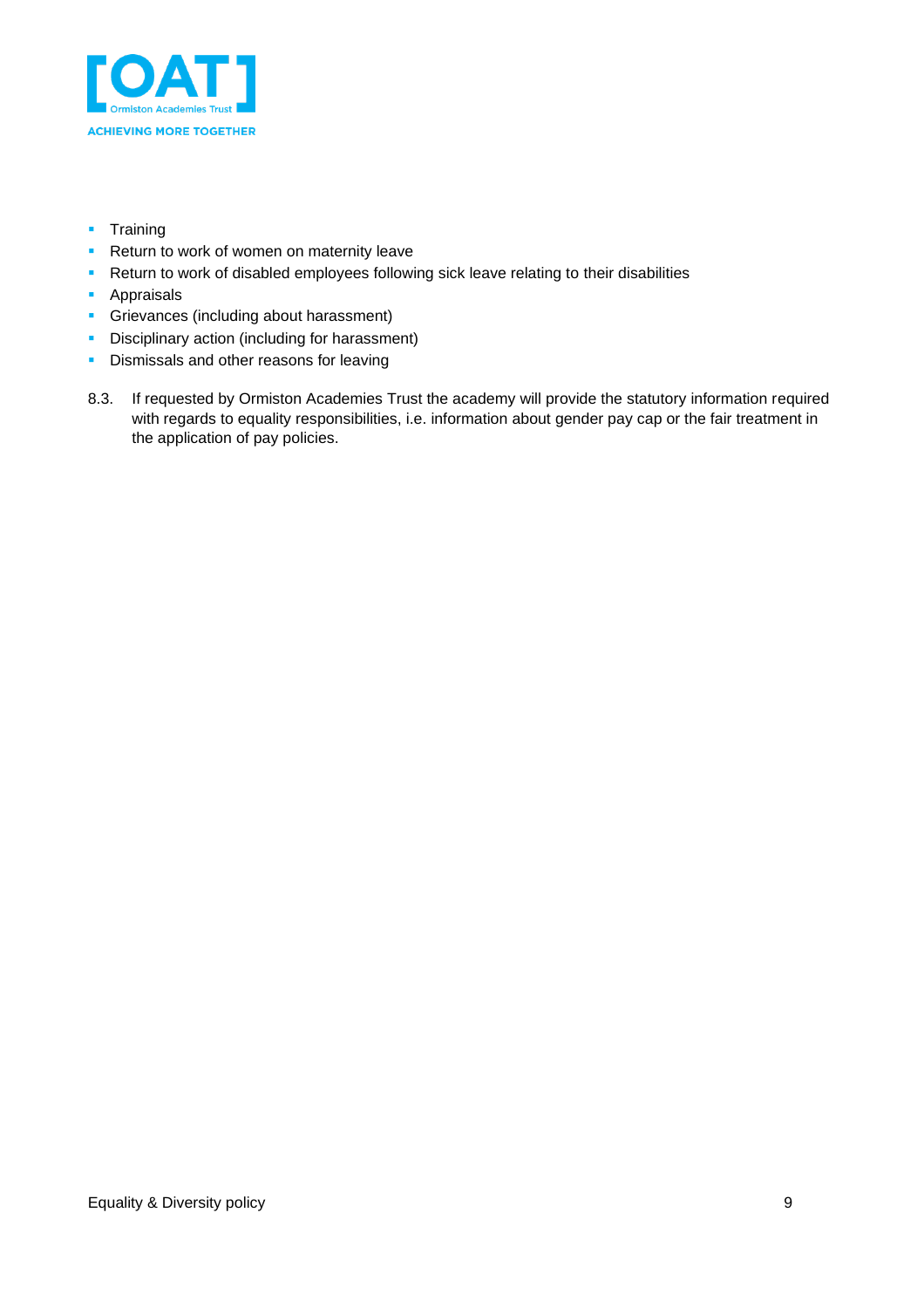- Training
- Return to work of women on maternity leave
- Return to work of disabled employees following sick leave relating to their disabilities
- Appraisals
- Grievances (including about harassment)
- Disciplinary action (including for harassment)
- Dismissals and other reasons for leaving

8.3. If requested by Ormiston Academies Trust the academy will provide the statutory information required with regards to equality responsibilities, i.e. information about gender pay cap or the fair treatment in the application of pay policies.